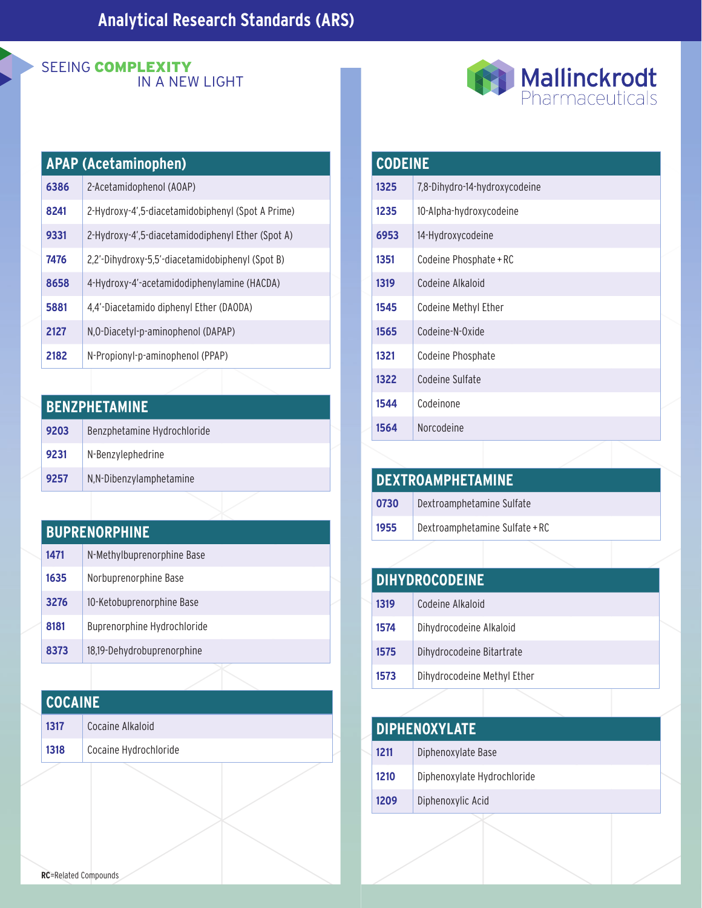# Analytical Research Standards (ARS)

SEEING **COMPLEXITY** IN A NEW LIGHT

Mallinckrodt Pharmaceuticals

| APAP (Acetaminophen) | |
|---|---|
| 6386 | 2-Acetamidophenol (AOAP) |
| 8241 | 2-Hydroxy-4',5-diacetamidobiphenyl (Spot A Prime) |
| 9331 | 2-Hydroxy-4',5-diacetamidodiphenyl Ether (Spot A) |
| 7476 | 2,2'-Dihydroxy-5,5'-diacetamidobiphenyl (Spot B) |
| 8658 | 4-Hydroxy-4'-acetamidodiphenylamine (HACDA) |
| 5881 | 4,4'-Diacetamido diphenyl Ether (DAODA) |
| 2127 | N,O-Diacetyl-p-aminophenol (DAPAP) |
| 2182 | N-Propionyl-p-aminophenol (PPAP) |

| BENZPHETAMINE | |
|---|---|
| 9203 | Benzphetamine Hydrochloride |
| 9231 | N-Benzylephedrine |
| 9257 | N,N-Dibenzylamphetamine |

| BUPRENORPHINE | |
|---|---|
| 1471 | N-Methylbuprenorphine Base |
| 1635 | Norbuprenorphine Base |
| 3276 | 10-Ketobuprenorphine Base |
| 8181 | Buprenorphine Hydrochloride |
| 8373 | 18,19-Dehydrobuprenorphine |

| COCAINE | |
|---|---|
| 1317 | Cocaine Alkaloid |
| 1318 | Cocaine Hydrochloride |

| CODEINE | |
|---|---|
| 1325 | 7,8-Dihydro-14-hydroxycodeine |
| 1235 | 10-Alpha-hydroxycodeine |
| 6953 | 14-Hydroxycodeine |
| 1351 | Codeine Phosphate + RC |
| 1319 | Codeine Alkaloid |
| 1545 | Codeine Methyl Ether |
| 1565 | Codeine-N-Oxide |
| 1321 | Codeine Phosphate |
| 1322 | Codeine Sulfate |
| 1544 | Codeinone |
| 1564 | Norcodeine |

| DEXTROAMPHETAMINE | |
|---|---|
| 0730 | Dextroamphetamine Sulfate |
| 1955 | Dextroamphetamine Sulfate + RC |

| DIHYDROCODEINE | |
|---|---|
| 1319 | Codeine Alkaloid |
| 1574 | Dihydrocodeine Alkaloid |
| 1575 | Dihydrocodeine Bitartrate |
| 1573 | Dihydrocodeine Methyl Ether |

| DIPHENOXYLATE | |
|---|---|
| 1211 | Diphenoxylate Base |
| 1210 | Diphenoxylate Hydrochloride |
| 1209 | Diphenoxylic Acid |

**RC**=Related Compounds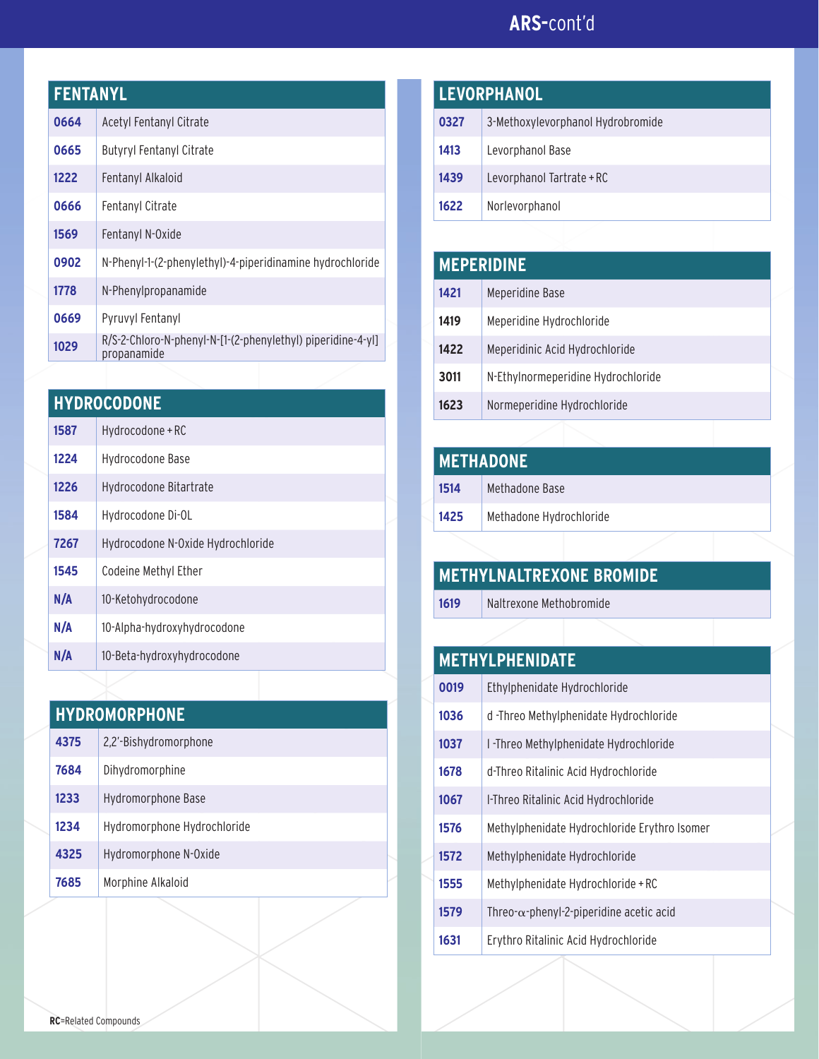## ARS-cont'd

### FENTANYL

| | |
|---|---|
| 0664 | Acetyl Fentanyl Citrate |
| 0665 | Butyryl Fentanyl Citrate |
| 1222 | Fentanyl Alkaloid |
| 0666 | Fentanyl Citrate |
| 1569 | Fentanyl N-Oxide |
| 0902 | N-Phenyl-1-(2-phenylethyl)-4-piperidinamine hydrochloride |
| 1778 | N-Phenylpropanamide |
| 0669 | Pyruvyl Fentanyl |
| 1029 | R/S-2-Chloro-N-phenyl-N-[1-(2-phenylethyl) piperidine-4-yl] propanamide |

### HYDROCODONE

| | |
|---|---|
| 1587 | Hydrocodone + RC |
| 1224 | Hydrocodone Base |
| 1226 | Hydrocodone Bitartrate |
| 1584 | Hydrocodone Di-OL |
| 7267 | Hydrocodone N-Oxide Hydrochloride |
| 1545 | Codeine Methyl Ether |
| N/A | 10-Ketohydrocodone |
| N/A | 10-Alpha-hydroxyhydrocodone |
| N/A | 10-Beta-hydroxyhydrocodone |

### HYDROMORPHONE

| | |
|---|---|
| 4375 | 2,2'-Bishydromorphone |
| 7684 | Dihydromorphine |
| 1233 | Hydromorphone Base |
| 1234 | Hydromorphone Hydrochloride |
| 4325 | Hydromorphone N-Oxide |
| 7685 | Morphine Alkaloid |

**RC**=Related Compounds

### LEVORPHANOL

| | |
|---|---|
| 0327 | 3-Methoxylevorphanol Hydrobromide |
| 1413 | Levorphanol Base |
| 1439 | Levorphanol Tartrate + RC |
| 1622 | Norlevorphanol |

### MEPERIDINE

| | |
|---|---|
| 1421 | Meperidine Base |
| 1419 | Meperidine Hydrochloride |
| 1422 | Meperidinic Acid Hydrochloride |
| 3011 | N-Ethylnormeperidine Hydrochloride |
| 1623 | Normeperidine Hydrochloride |

### METHADONE

| | |
|---|---|
| 1514 | Methadone Base |
| 1425 | Methadone Hydrochloride |

### METHYLNALTREXONE BROMIDE

| | |
|---|---|
| 1619 | Naltrexone Methobromide |

### METHYLPHENIDATE

| | |
|---|---|
| 0019 | Ethylphenidate Hydrochloride |
| 1036 | d -Threo Methylphenidate Hydrochloride |
| 1037 | l -Threo Methylphenidate Hydrochloride |
| 1678 | d-Threo Ritalinic Acid Hydrochloride |
| 1067 | l-Threo Ritalinic Acid Hydrochloride |
| 1576 | Methylphenidate Hydrochloride Erythro Isomer |
| 1572 | Methylphenidate Hydrochloride |
| 1555 | Methylphenidate Hydrochloride + RC |
| 1579 | Threo-$\alpha$-phenyl-2-piperidine acetic acid |
| 1631 | Erythro Ritalinic Acid Hydrochloride |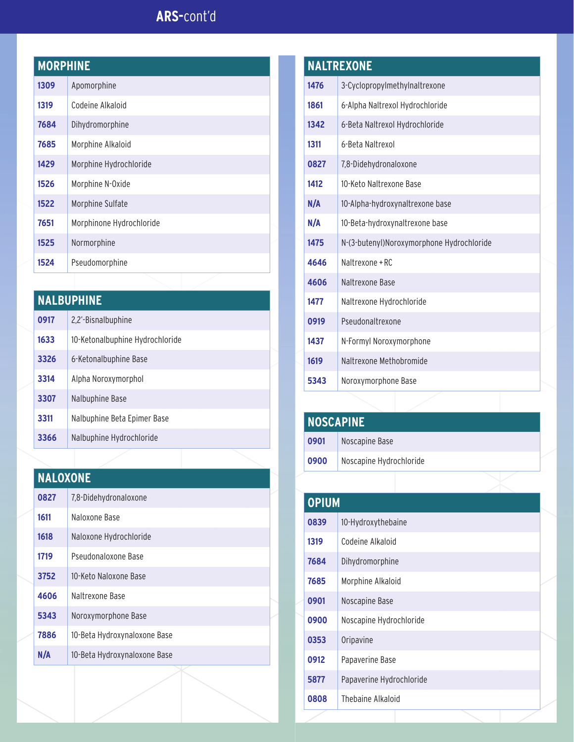# ARS-cont'd

## MORPHINE

| Code | Name |
|---|---|
| 1309 | Apomorphine |
| 1319 | Codeine Alkaloid |
| 7684 | Dihydromorphine |
| 7685 | Morphine Alkaloid |
| 1429 | Morphine Hydrochloride |
| 1526 | Morphine N-Oxide |
| 1522 | Morphine Sulfate |
| 7651 | Morphinone Hydrochloride |
| 1525 | Normorphine |
| 1524 | Pseudomorphine |

## NALBUPHINE

| Code | Name |
|---|---|
| 0917 | 2,2'-Bisnalbuphine |
| 1633 | 10-Ketonalbuphine Hydrochloride |
| 3326 | 6-Ketonalbuphine Base |
| 3314 | Alpha Noroxymorphol |
| 3307 | Nalbuphine Base |
| 3311 | Nalbuphine Beta Epimer Base |
| 3366 | Nalbuphine Hydrochloride |

## NALOXONE

| Code | Name |
|---|---|
| 0827 | 7,8-Didehydronaloxone |
| 1611 | Naloxone Base |
| 1618 | Naloxone Hydrochloride |
| 1719 | Pseudonaloxone Base |
| 3752 | 10-Keto Naloxone Base |
| 4606 | Naltrexone Base |
| 5343 | Noroxymorphone Base |
| 7886 | 10-Beta Hydroxynaloxone Base |
| N/A | 10-Beta Hydroxynaloxone Base |

## NALTREXONE

| Code | Name |
|---|---|
| 1476 | 3-Cyclopropylmethylnaltrexone |
| 1861 | 6-Alpha Naltrexol Hydrochloride |
| 1342 | 6-Beta Naltrexol Hydrochloride |
| 1311 | 6-Beta Naltrexol |
| 0827 | 7,8-Didehydronaloxone |
| 1412 | 10-Keto Naltrexone Base |
| N/A | 10-Alpha-hydroxynaltrexone base |
| N/A | 10-Beta-hydroxynaltrexone base |
| 1475 | N-(3-butenyl)Noroxymorphone Hydrochloride |
| 4646 | Naltrexone + RC |
| 4606 | Naltrexone Base |
| 1477 | Naltrexone Hydrochloride |
| 0919 | Pseudonaltrexone |
| 1437 | N-Formyl Noroxymorphone |
| 1619 | Naltrexone Methobromide |
| 5343 | Noroxymorphone Base |

## NOSCAPINE

| Code | Name |
|---|---|
| 0901 | Noscapine Base |
| 0900 | Noscapine Hydrochloride |

## OPIUM

| Code | Name |
|---|---|
| 0839 | 10-Hydroxythebaine |
| 1319 | Codeine Alkaloid |
| 7684 | Dihydromorphine |
| 7685 | Morphine Alkaloid |
| 0901 | Noscapine Base |
| 0900 | Noscapine Hydrochloride |
| 0353 | Oripavine |
| 0912 | Papaverine Base |
| 5877 | Papaverine Hydrochloride |
| 0808 | Thebaine Alkaloid |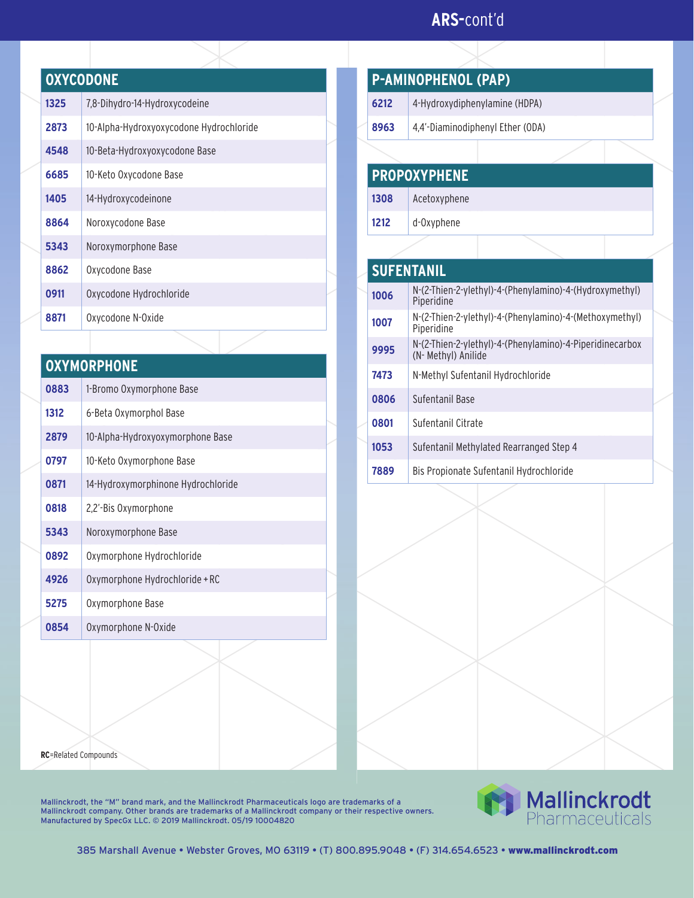# ARS-cont'd

## OXYCODONE

| | |
|---|---|
| 1325 | 7,8-Dihydro-14-Hydroxycodeine |
| 2873 | 10-Alpha-Hydroxyoxycodone Hydrochloride |
| 4548 | 10-Beta-Hydroxyoxycodone Base |
| 6685 | 10-Keto Oxycodone Base |
| 1405 | 14-Hydroxycodeinone |
| 8864 | Noroxycodone Base |
| 5343 | Noroxymorphone Base |
| 8862 | Oxycodone Base |
| 0911 | Oxycodone Hydrochloride |
| 8871 | Oxycodone N-Oxide |

## OXYMORPHONE

| | |
|---|---|
| 0883 | 1-Bromo Oxymorphone Base |
| 1312 | 6-Beta Oxymorphol Base |
| 2879 | 10-Alpha-Hydroxyoxymorphone Base |
| 0797 | 10-Keto Oxymorphone Base |
| 0871 | 14-Hydroxymorphinone Hydrochloride |
| 0818 | 2,2'-Bis Oxymorphone |
| 5343 | Noroxymorphone Base |
| 0892 | Oxymorphone Hydrochloride |
| 4926 | Oxymorphone Hydrochloride + RC |
| 5275 | Oxymorphone Base |
| 0854 | Oxymorphone N-Oxide |

**RC**=Related Compounds

## P-AMINOPHENOL (PAP)

| | |
|---|---|
| 6212 | 4-Hydroxydiphenylamine (HDPA) |
| 8963 | 4,4'-Diaminodiphenyl Ether (ODA) |

## PROPOXYPHENE

| | |
|---|---|
| 1308 | Acetoxyphene |
| 1212 | d-Oxyphene |

## SUFENTANIL

| | |
|---|---|
| 1006 | N-(2-Thien-2-ylethyl)-4-(Phenylamino)-4-(Hydroxymethyl) Piperidine |
| 1007 | N-(2-Thien-2-ylethyl)-4-(Phenylamino)-4-(Methoxymethyl) Piperidine |
| 9995 | N-(2-Thien-2-ylethyl)-4-(Phenylamino)-4-Piperidinecarbox (N- Methyl) Anilide |
| 7473 | N-Methyl Sufentanil Hydrochloride |
| 0806 | Sufentanil Base |
| 0801 | Sufentanil Citrate |
| 1053 | Sufentanil Methylated Rearranged Step 4 |
| 7889 | Bis Propionate Sufentanil Hydrochloride |

Mallinckrodt, the "M" brand mark, and the Mallinckrodt Pharmaceuticals logo are trademarks of a Mallinckrodt company. Other brands are trademarks of a Mallinckrodt company or their respective owners. Manufactured by SpecGx LLC. © 2019 Mallinckrodt. 05/19 10004820

Mallinckrodt Pharmaceuticals

385 Marshall Avenue • Webster Groves, MO 63119 • (T) 800.895.9048 • (F) 314.654.6523 • **www.mallinckrodt.com**